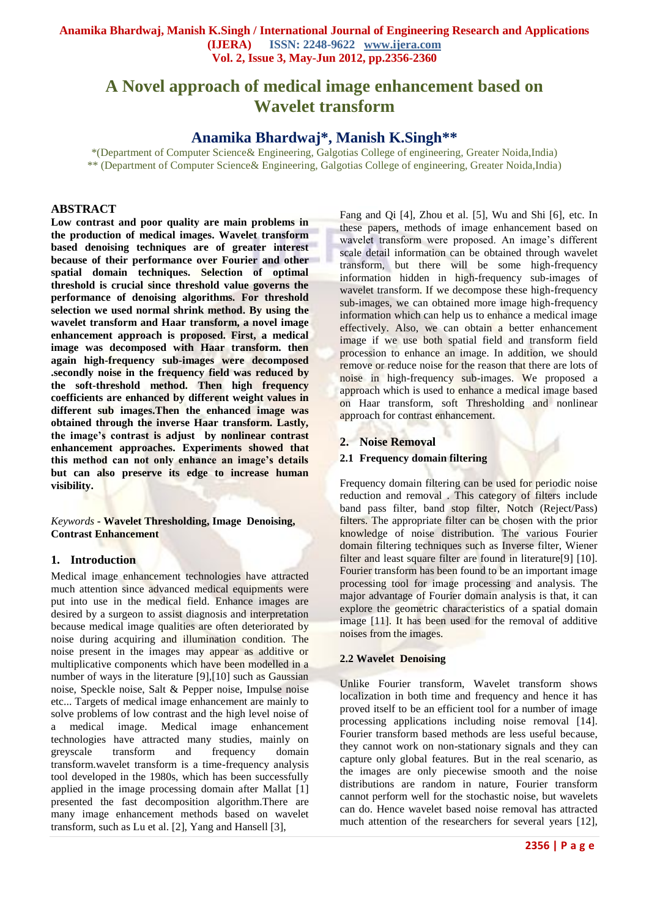# A Novel approach of medical image enhancement based on Wavelet transform

## Anamika Bhardwaj*, Manish K.Singh**

*(Department of Computer Science& Engineering, Galgotias College of engineering, Greater Noida,India)
** (Department of Computer Science& Engineering, Galgotias College of engineering, Greater Noida,India)

## ABSTRACT

**Low contrast and poor quality are main problems in the production of medical images. Wavelet transform based denoising techniques are of greater interest because of their performance over Fourier and other spatial domain techniques. Selection of optimal threshold is crucial since threshold value governs the performance of denoising algorithms. For threshold selection we used normal shrink method. By using the wavelet transform and Haar transform, a novel image enhancement approach is proposed. First, a medical image was decomposed with Haar transform. then again high-frequency sub-images were decomposed .secondly noise in the frequency field was reduced by the soft-threshold method. Then high frequency coefficients are enhanced by different weight values in different sub images.Then the enhanced image was obtained through the inverse Haar transform. Lastly, the image's contrast is adjust by nonlinear contrast enhancement approaches. Experiments showed that this method can not only enhance an image's details but can also preserve its edge to increase human visibility.**

*Keywords* - **Wavelet Thresholding, Image Denoising, Contrast Enhancement**

## 1. Introduction

Medical image enhancement technologies have attracted much attention since advanced medical equipments were put into use in the medical field. Enhance images are desired by a surgeon to assist diagnosis and interpretation because medical image qualities are often deteriorated by noise during acquiring and illumination condition. The noise present in the images may appear as additive or multiplicative components which have been modelled in a number of ways in the literature [9],[10] such as Gaussian noise, Speckle noise, Salt & Pepper noise, Impulse noise etc... Targets of medical image enhancement are mainly to solve problems of low contrast and the high level noise of a medical image. Medical image enhancement technologies have attracted many studies, mainly on greyscale transform and frequency domain transform.wavelet transform is a time-frequency analysis tool developed in the 1980s, which has been successfully applied in the image processing domain after Mallat [1] presented the fast decomposition algorithm.There are many image enhancement methods based on wavelet transform, such as Lu et al. [2], Yang and Hansell [3], Fang and Qi [4], Zhou et al. [5], Wu and Shi [6], etc. In these papers, methods of image enhancement based on wavelet transform were proposed. An image's different scale detail information can be obtained through wavelet transform, but there will be some high-frequency information hidden in high-frequency sub-images of wavelet transform. If we decompose these high-frequency sub-images, we can obtained more image high-frequency information which can help us to enhance a medical image effectively. Also, we can obtain a better enhancement image if we use both spatial field and transform field procession to enhance an image. In addition, we should remove or reduce noise for the reason that there are lots of noise in high-frequency sub-images. We proposed a approach which is used to enhance a medical image based on Haar transform, soft Thresholding and nonlinear approach for contrast enhancement.

## 2. Noise Removal

### 2.1 Frequency domain filtering

Frequency domain filtering can be used for periodic noise reduction and removal . This category of filters include band pass filter, band stop filter, Notch (Reject/Pass) filters. The appropriate filter can be chosen with the prior knowledge of noise distribution. The various Fourier domain filtering techniques such as Inverse filter, Wiener filter and least square filter are found in literature[9] [10]. Fourier transform has been found to be an important image processing tool for image processing and analysis. The major advantage of Fourier domain analysis is that, it can explore the geometric characteristics of a spatial domain image [11]. It has been used for the removal of additive noises from the images.

### 2.2 Wavelet Denoising

Unlike Fourier transform, Wavelet transform shows localization in both time and frequency and hence it has proved itself to be an efficient tool for a number of image processing applications including noise removal [14]. Fourier transform based methods are less useful because, they cannot work on non-stationary signals and they can capture only global features. But in the real scenario, as the images are only piecewise smooth and the noise distributions are random in nature, Fourier transform cannot perform well for the stochastic noise, but wavelets can do. Hence wavelet based noise removal has attracted much attention of the researchers for several years [12],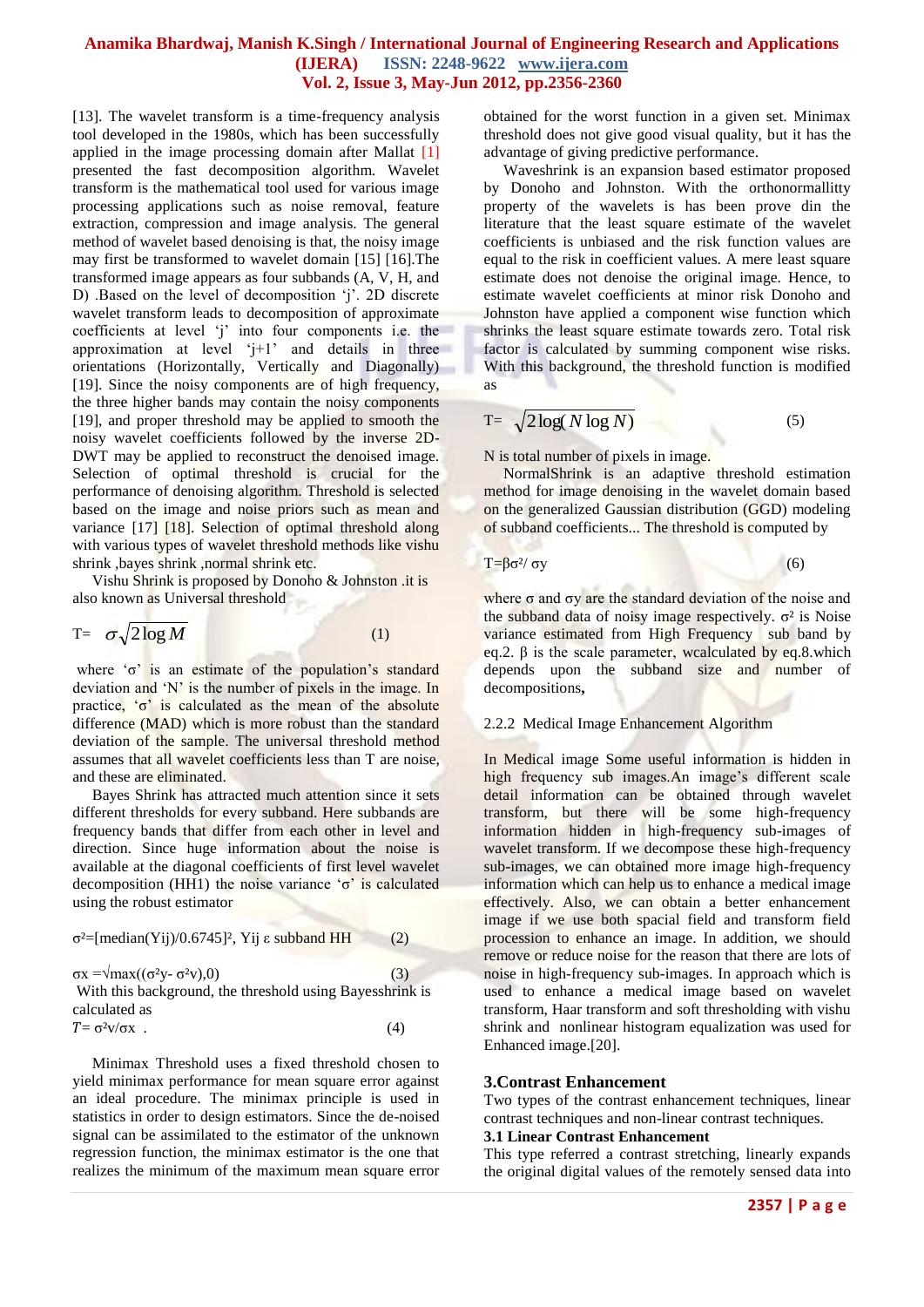[13]. The wavelet transform is a time-frequency analysis tool developed in the 1980s, which has been successfully applied in the image processing domain after Mallat [1] presented the fast decomposition algorithm. Wavelet transform is the mathematical tool used for various image processing applications such as noise removal, feature extraction, compression and image analysis. The general method of wavelet based denoising is that, the noisy image may first be transformed to wavelet domain [15] [16].The transformed image appears as four subbands (A, V, H, and D) .Based on the level of decomposition 'j'. 2D discrete wavelet transform leads to decomposition of approximate coefficients at level 'j' into four components i.e. the approximation at level 'j+1' and details in three orientations (Horizontally, Vertically and Diagonally) [19]. Since the noisy components are of high frequency, the three higher bands may contain the noisy components [19], and proper threshold may be applied to smooth the noisy wavelet coefficients followed by the inverse 2D-DWT may be applied to reconstruct the denoised image. Selection of optimal threshold is crucial for the performance of denoising algorithm. Threshold is selected based on the image and noise priors such as mean and variance [17] [18]. Selection of optimal threshold along with various types of wavelet threshold methods like vishu shrink ,bayes shrink ,normal shrink etc.

Vishu Shrink is proposed by Donoho & Johnston .it is also known as Universal threshold

$$T = \sigma\sqrt{2\log M} \qquad (1)$$

where 'σ' is an estimate of the population's standard deviation and 'N' is the number of pixels in the image. In practice, 'σ' is calculated as the mean of the absolute difference (MAD) which is more robust than the standard deviation of the sample. The universal threshold method assumes that all wavelet coefficients less than T are noise, and these are eliminated.

Bayes Shrink has attracted much attention since it sets different thresholds for every subband. Here subbands are frequency bands that differ from each other in level and direction. Since huge information about the noise is available at the diagonal coefficients of first level wavelet decomposition (HH1) the noise variance 'σ' is calculated using the robust estimator

$$\sigma^2=[\text{median}(Y_{ij})/0.6745]^2,\ Y_{ij} \in \text{subband HH} \qquad (2)$$

$$\sigma_x = \sqrt{\max((\sigma^2 y - \sigma^2 v),0)} \qquad (3)$$

With this background, the threshold using Bayesshrink is calculated as

$$T = \sigma^2 v/\sigma x \qquad (4)$$

Minimax Threshold uses a fixed threshold chosen to yield minimax performance for mean square error against an ideal procedure. The minimax principle is used in statistics in order to design estimators. Since the de-noised signal can be assimilated to the estimator of the unknown regression function, the minimax estimator is the one that realizes the minimum of the maximum mean square error obtained for the worst function in a given set. Minimax threshold does not give good visual quality, but it has the advantage of giving predictive performance.

Waveshrink is an expansion based estimator proposed by Donoho and Johnston. With the orthonormallitty property of the wavelets is has been prove din the literature that the least square estimate of the wavelet coefficients is unbiased and the risk function values are equal to the risk in coefficient values. A mere least square estimate does not denoise the original image. Hence, to estimate wavelet coefficients at minor risk Donoho and Johnston have applied a component wise function which shrinks the least square estimate towards zero. Total risk factor is calculated by summing component wise risks. With this background, the threshold function is modified as

$$T = \sqrt{2\log(N\log N)} \qquad (5)$$

N is total number of pixels in image.

NormalShrink is an adaptive threshold estimation method for image denoising in the wavelet domain based on the generalized Gaussian distribution (GGD) modeling of subband coefficients... The threshold is computed by

$$T=\beta\sigma^2/\sigma y \qquad (6)$$

where σ and σy are the standard deviation of the noise and the subband data of noisy image respectively. $\sigma^2$ is Noise variance estimated from High Frequency sub band by eq.2. β is the scale parameter, wcalculated by eq.8.which depends upon the subband size and number of decompositions,

### 2.2.2 Medical Image Enhancement Algorithm

In Medical image Some useful information is hidden in high frequency sub images.An image's different scale detail information can be obtained through wavelet transform, but there will be some high-frequency information hidden in high-frequency sub-images of wavelet transform. If we decompose these high-frequency sub-images, we can obtained more image high-frequency information which can help us to enhance a medical image effectively. Also, we can obtain a better enhancement image if we use both spacial field and transform field procession to enhance an image. In addition, we should remove or reduce noise for the reason that there are lots of noise in high-frequency sub-images. In approach which is used to enhance a medical image based on wavelet transform, Haar transform and soft thresholding with vishu shrink and nonlinear histogram equalization was used for Enhanced image.[20].

## 3.Contrast Enhancement

Two types of the contrast enhancement techniques, linear contrast techniques and non-linear contrast techniques.

### 3.1 Linear Contrast Enhancement

This type referred a contrast stretching, linearly expands the original digital values of the remotely sensed data into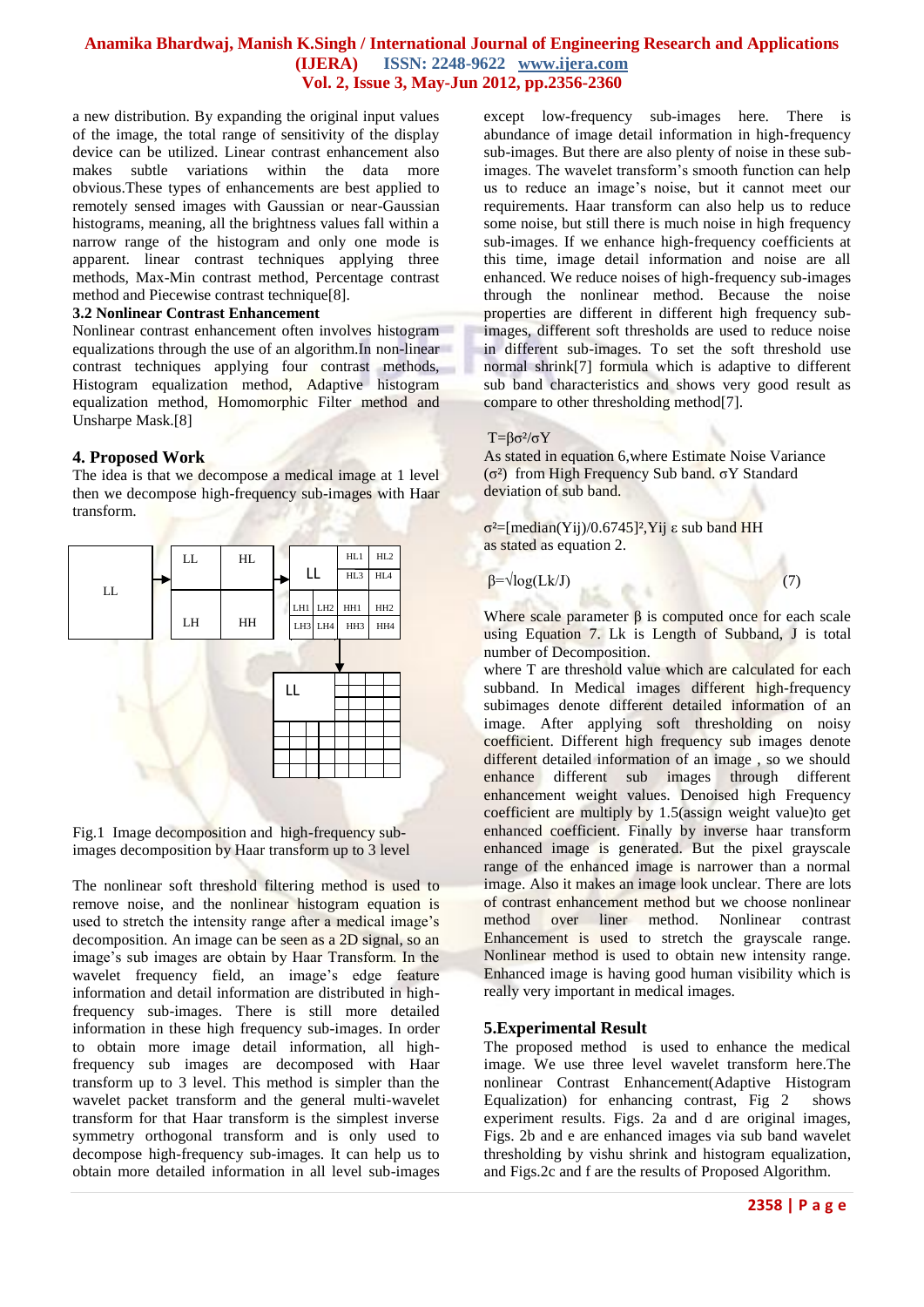a new distribution. By expanding the original input values of the image, the total range of sensitivity of the display device can be utilized. Linear contrast enhancement also makes subtle variations within the data more obvious.These types of enhancements are best applied to remotely sensed images with Gaussian or near-Gaussian histograms, meaning, all the brightness values fall within a narrow range of the histogram and only one mode is apparent. linear contrast techniques applying three methods, Max-Min contrast method, Percentage contrast method and Piecewise contrast technique[8].

### 3.2 Nonlinear Contrast Enhancement

Nonlinear contrast enhancement often involves histogram equalizations through the use of an algorithm.In non-linear contrast techniques applying four contrast methods, Histogram equalization method, Adaptive histogram equalization method, Homomorphic Filter method and Unsharpe Mask.[8]

## 4. Proposed Work

The idea is that we decompose a medical image at 1 level then we decompose high-frequency sub-images with Haar transform.

Fig.1 Image decomposition and high-frequency sub-images decomposition by Haar transform up to 3 level

The nonlinear soft threshold filtering method is used to remove noise, and the nonlinear histogram equation is used to stretch the intensity range after a medical image's decomposition. An image can be seen as a 2D signal, so an image's sub images are obtain by Haar Transform. In the wavelet frequency field, an image's edge feature information and detail information are distributed in high-frequency sub-images. There is still more detailed information in these high frequency sub-images. In order to obtain more image detail information, all high-frequency sub images are decomposed with Haar transform up to 3 level. This method is simpler than the wavelet packet transform and the general multi-wavelet transform for that Haar transform is the simplest inverse symmetry orthogonal transform and is only used to decompose high-frequency sub-images. It can help us to obtain more detailed information in all level sub-images except low-frequency sub-images here. There is abundance of image detail information in high-frequency sub-images. But there are also plenty of noise in these sub-images. The wavelet transform's smooth function can help us to reduce an image's noise, but it cannot meet our requirements. Haar transform can also help us to reduce some noise, but still there is much noise in high frequency sub-images. If we enhance high-frequency coefficients at this time, image detail information and noise are all enhanced. We reduce noises of high-frequency sub-images through the nonlinear method. Because the noise properties are different in different high frequency sub-images, different soft thresholds are used to reduce noise in different sub-images. To set the soft threshold use normal shrink[7] formula which is adaptive to different sub band characteristics and shows very good result as compare to other thresholding method[7].

$T=\beta\sigma^2/\sigma Y$

As stated in equation 6,where Estimate Noise Variance ($\sigma^2$) from High Frequency Sub band. $\sigma Y$ Standard deviation of sub band.

$\sigma^2=[\text{median}(Y_{ij})/0.6745]^2, Y_{ij}\ \varepsilon$ sub band HH as stated as equation 2.

$$\beta=\sqrt{\log(L_k/J)} \qquad (7)$$

Where scale parameter $\beta$ is computed once for each scale using Equation 7. Lk is Length of Subband, J is total number of Decomposition.

where T are threshold value which are calculated for each subband. In Medical images different high-frequency subimages denote different detailed information of an image. After applying soft thresholding on noisy coefficient. Different high frequency sub images denote different detailed information of an image , so we should enhance different sub images through different enhancement weight values. Denoised high Frequency coefficient are multiply by 1.5(assign weight value)to get enhanced coefficient. Finally by inverse haar transform enhanced image is generated. But the pixel grayscale range of the enhanced image is narrower than a normal image. Also it makes an image look unclear. There are lots of contrast enhancement method but we choose nonlinear method over liner method. Nonlinear contrast Enhancement is used to stretch the grayscale range. Nonlinear method is used to obtain new intensity range. Enhanced image is having good human visibility which is really very important in medical images.

## 5.Experimental Result

The proposed method is used to enhance the medical image. We use three level wavelet transform here.The nonlinear Contrast Enhancement(Adaptive Histogram Equalization) for enhancing contrast, Fig 2 shows experiment results. Figs. 2a and d are original images, Figs. 2b and e are enhanced images via sub band wavelet thresholding by vishu shrink and histogram equalization, and Figs.2c and f are the results of Proposed Algorithm.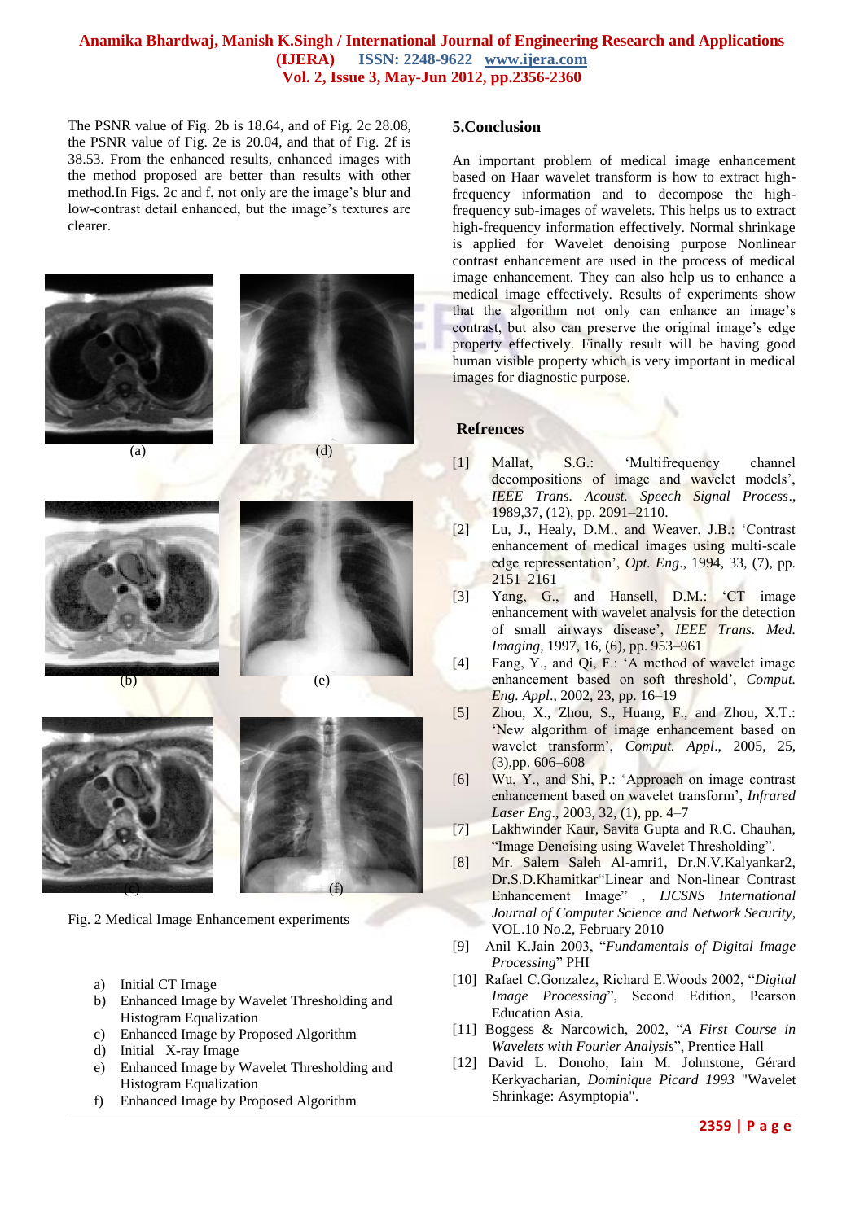The PSNR value of Fig. 2b is 18.64, and of Fig. 2c 28.08, the PSNR value of Fig. 2e is 20.04, and that of Fig. 2f is 38.53. From the enhanced results, enhanced images with the method proposed are better than results with other method.In Figs. 2c and f, not only are the image's blur and low-contrast detail enhanced, but the image's textures are clearer.

(a) (d)

(b) (e)

(c) (f)

Fig. 2 Medical Image Enhancement experiments

a) Initial CT Image
b) Enhanced Image by Wavelet Thresholding and Histogram Equalization
c) Enhanced Image by Proposed Algorithm
d) Initial X-ray Image
e) Enhanced Image by Wavelet Thresholding and Histogram Equalization
f) Enhanced Image by Proposed Algorithm

## 5.Conclusion

An important problem of medical image enhancement based on Haar wavelet transform is how to extract high-frequency information and to decompose the high-frequency sub-images of wavelets. This helps us to extract high-frequency information effectively. Normal shrinkage is applied for Wavelet denoising purpose Nonlinear contrast enhancement are used in the process of medical image enhancement. They can also help us to enhance a medical image effectively. Results of experiments show that the algorithm not only can enhance an image's contrast, but also can preserve the original image's edge property effectively. Finally result will be having good human visible property which is very important in medical images for diagnostic purpose.

## Refrences

[1] Mallat, S.G.: 'Multifrequency channel decompositions of image and wavelet models', *IEEE Trans. Acoust. Speech Signal Process*., 1989,37, (12), pp. 2091–2110.

[2] Lu, J., Healy, D.M., and Weaver, J.B.: 'Contrast enhancement of medical images using multi-scale edge repressentation', *Opt. Eng*., 1994, 33, (7), pp. 2151–2161

[3] Yang, G., and Hansell, D.M.: 'CT image enhancement with wavelet analysis for the detection of small airways disease', *IEEE Trans. Med. Imaging*, 1997, 16, (6), pp. 953–961

[4] Fang, Y., and Qi, F.: 'A method of wavelet image enhancement based on soft threshold', *Comput. Eng. Appl*., 2002, 23, pp. 16–19

[5] Zhou, X., Zhou, S., Huang, F., and Zhou, X.T.: 'New algorithm of image enhancement based on wavelet transform', *Comput. Appl*., 2005, 25, (3),pp. 606–608

[6] Wu, Y., and Shi, P.: 'Approach on image contrast enhancement based on wavelet transform', *Infrared Laser Eng*., 2003, 32, (1), pp. 4–7

[7] Lakhwinder Kaur, Savita Gupta and R.C. Chauhan, "Image Denoising using Wavelet Thresholding".

[8] Mr. Salem Saleh Al-amri1, Dr.N.V.Kalyankar2, Dr.S.D.Khamitkar"Linear and Non-linear Contrast Enhancement Image" , *IJCSNS International Journal of Computer Science and Network Security*, VOL.10 No.2, February 2010

[9] Anil K.Jain 2003, "*Fundamentals of Digital Image Processing*" PHI

[10] Rafael C.Gonzalez, Richard E.Woods 2002, "*Digital Image Processing*", Second Edition, Pearson Education Asia.

[11] Boggess & Narcowich, 2002, "*A First Course in Wavelets with Fourier Analysis*", Prentice Hall

[12] David L. Donoho, Iain M. Johnstone, Gérard Kerkyacharian, *Dominique Picard 1993* "Wavelet Shrinkage: Asymptopia".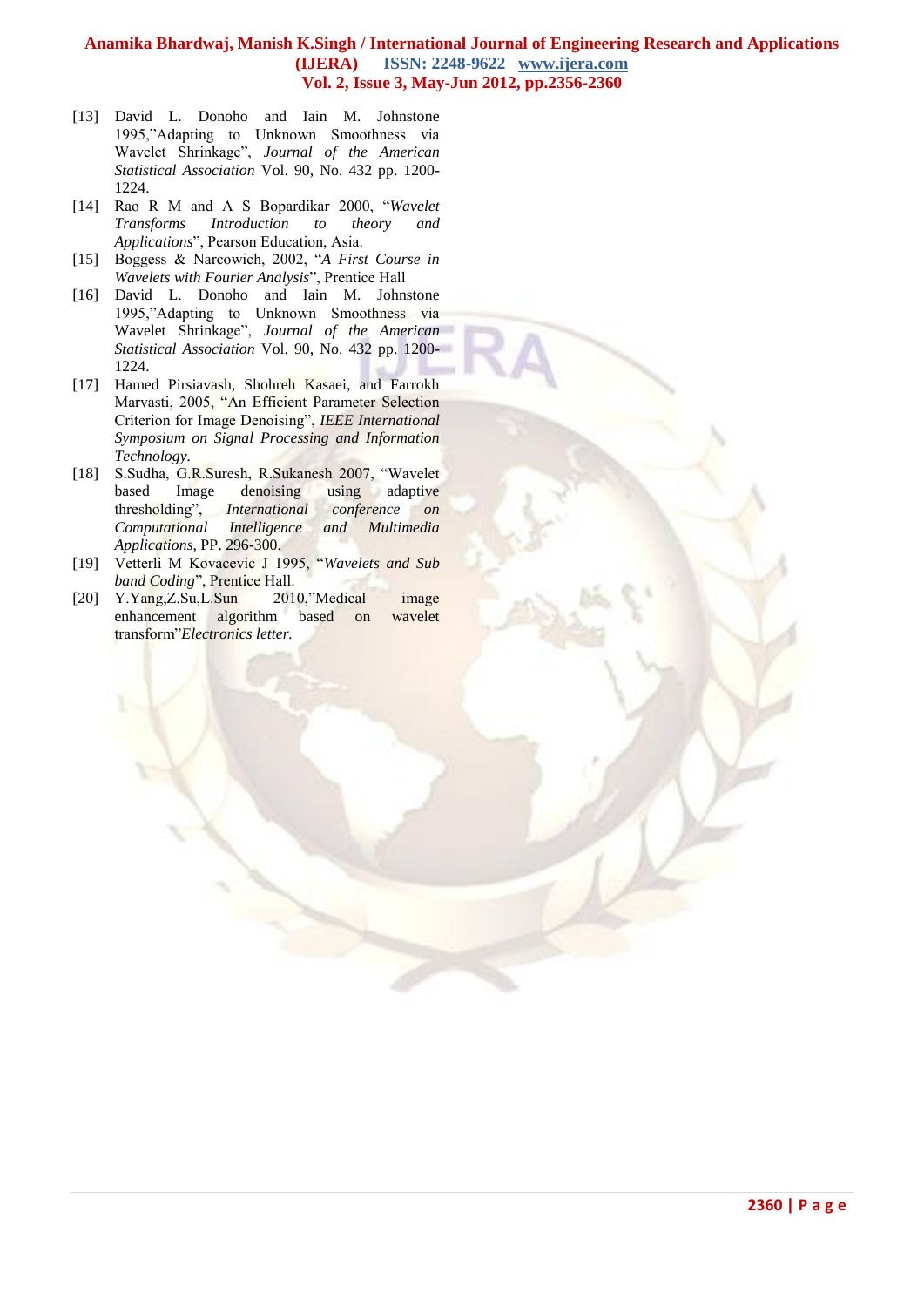[13] David L. Donoho and Iain M. Johnstone 1995,"Adapting to Unknown Smoothness via Wavelet Shrinkage", *Journal of the American Statistical Association* Vol. 90, No. 432 pp. 1200-1224.

[14] Rao R M and A S Bopardikar 2000, "*Wavelet Transforms Introduction to theory and Applications*", Pearson Education, Asia.

[15] Boggess & Narcowich, 2002, "*A First Course in Wavelets with Fourier Analysis*", Prentice Hall

[16] David L. Donoho and Iain M. Johnstone 1995,"Adapting to Unknown Smoothness via Wavelet Shrinkage", *Journal of the American Statistical Association* Vol. 90, No. 432 pp. 1200-1224.

[17] Hamed Pirsiavash, Shohreh Kasaei, and Farrokh Marvasti, 2005, "An Efficient Parameter Selection Criterion for Image Denoising", *IEEE International Symposium on Signal Processing and Information Technology.*

[18] S.Sudha, G.R.Suresh, R.Sukanesh 2007, "Wavelet based Image denoising using adaptive thresholding", *International conference on Computational Intelligence and Multimedia Applications*, PP. 296-300.

[19] Vetterli M Kovacevic J 1995, "*Wavelets and Sub band Coding*", Prentice Hall.

[20] Y.Yang,Z.Su,L.Sun 2010,"Medical image enhancement algorithm based on wavelet transform"*Electronics letter.*